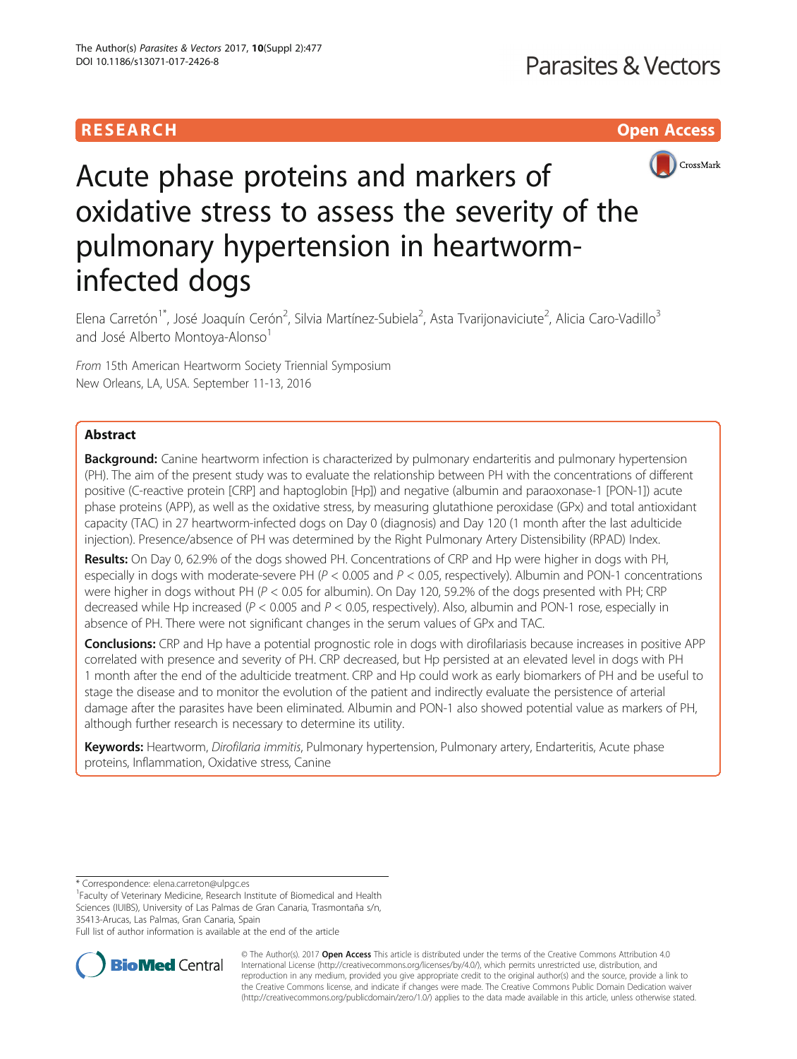# RESEARCH

**Open Access**

# Acute phase proteins and markers of oxidative stress to assess the severity of the pulmonary hypertension in heartworm-infected dogs

Elena Carretón[1*], José Joaquín Cerón[2], Silvia Martínez-Subiela[2], Asta Tvarijonaviciute[2], Alicia Caro-Vadillo[3] and José Alberto Montoya-Alonso[1]

From 15th American Heartworm Society Triennial Symposium
New Orleans, LA, USA. September 11-13, 2016

## Abstract

**Background:** Canine heartworm infection is characterized by pulmonary endarteritis and pulmonary hypertension (PH). The aim of the present study was to evaluate the relationship between PH with the concentrations of different positive (C-reactive protein [CRP] and haptoglobin [Hp]) and negative (albumin and paraoxonase-1 [PON-1]) acute phase proteins (APP), as well as the oxidative stress, by measuring glutathione peroxidase (GPx) and total antioxidant capacity (TAC) in 27 heartworm-infected dogs on Day 0 (diagnosis) and Day 120 (1 month after the last adulticide injection). Presence/absence of PH was determined by the Right Pulmonary Artery Distensibility (RPAD) Index.

**Results:** On Day 0, 62.9% of the dogs showed PH. Concentrations of CRP and Hp were higher in dogs with PH, especially in dogs with moderate-severe PH ($P < 0.005$ and $P < 0.05$, respectively). Albumin and PON-1 concentrations were higher in dogs without PH ($P < 0.05$ for albumin). On Day 120, 59.2% of the dogs presented with PH; CRP decreased while Hp increased ($P < 0.005$ and $P < 0.05$, respectively). Also, albumin and PON-1 rose, especially in absence of PH. There were not significant changes in the serum values of GPx and TAC.

**Conclusions:** CRP and Hp have a potential prognostic role in dogs with dirofilariasis because increases in positive APP correlated with presence and severity of PH. CRP decreased, but Hp persisted at an elevated level in dogs with PH 1 month after the end of the adulticide treatment. CRP and Hp could work as early biomarkers of PH and be useful to stage the disease and to monitor the evolution of the patient and indirectly evaluate the persistence of arterial damage after the parasites have been eliminated. Albumin and PON-1 also showed potential value as markers of PH, although further research is necessary to determine its utility.

**Keywords:** Heartworm, *Dirofilaria immitis*, Pulmonary hypertension, Pulmonary artery, Endarteritis, Acute phase proteins, Inflammation, Oxidative stress, Canine

---

\* Correspondence: elena.carreton@ulpgc.es
[1]Faculty of Veterinary Medicine, Research Institute of Biomedical and Health Sciences (IUIBS), University of Las Palmas de Gran Canaria, Trasmontaña s/n, 35413-Arucas, Las Palmas, Gran Canaria, Spain
Full list of author information is available at the end of the article

© The Author(s). 2017 **Open Access** This article is distributed under the terms of the Creative Commons Attribution 4.0 International License (http://creativecommons.org/licenses/by/4.0/), which permits unrestricted use, distribution, and reproduction in any medium, provided you give appropriate credit to the original author(s) and the source, provide a link to the Creative Commons license, and indicate if changes were made. The Creative Commons Public Domain Dedication waiver (http://creativecommons.org/publicdomain/zero/1.0/) applies to the data made available in this article, unless otherwise stated.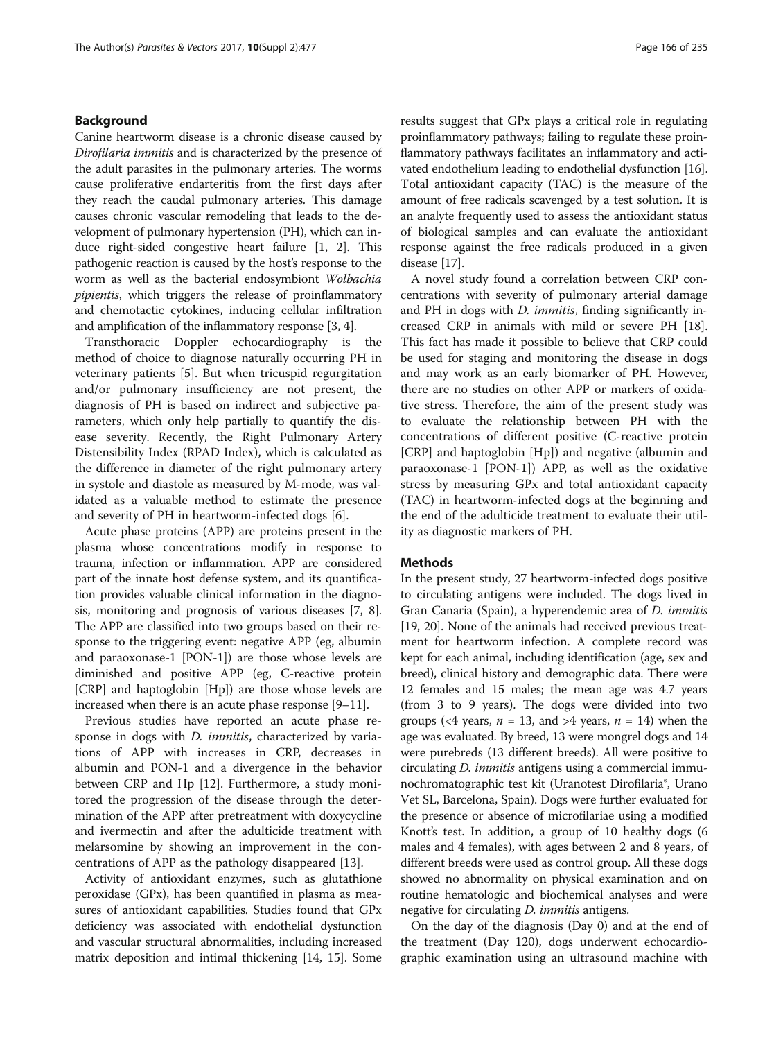## Background

Canine heartworm disease is a chronic disease caused by *Dirofilaria immitis* and is characterized by the presence of the adult parasites in the pulmonary arteries. The worms cause proliferative endarteritis from the first days after they reach the caudal pulmonary arteries. This damage causes chronic vascular remodeling that leads to the development of pulmonary hypertension (PH), which can induce right-sided congestive heart failure [1, 2]. This pathogenic reaction is caused by the host's response to the worm as well as the bacterial endosymbiont *Wolbachia pipientis*, which triggers the release of proinflammatory and chemotactic cytokines, inducing cellular infiltration and amplification of the inflammatory response [3, 4].

Transthoracic Doppler echocardiography is the method of choice to diagnose naturally occurring PH in veterinary patients [5]. But when tricuspid regurgitation and/or pulmonary insufficiency are not present, the diagnosis of PH is based on indirect and subjective parameters, which only help partially to quantify the disease severity. Recently, the Right Pulmonary Artery Distensibility Index (RPAD Index), which is calculated as the difference in diameter of the right pulmonary artery in systole and diastole as measured by M-mode, was validated as a valuable method to estimate the presence and severity of PH in heartworm-infected dogs [6].

Acute phase proteins (APP) are proteins present in the plasma whose concentrations modify in response to trauma, infection or inflammation. APP are considered part of the innate host defense system, and its quantification provides valuable clinical information in the diagnosis, monitoring and prognosis of various diseases [7, 8]. The APP are classified into two groups based on their response to the triggering event: negative APP (eg, albumin and paraoxonase-1 [PON-1]) are those whose levels are diminished and positive APP (eg, C-reactive protein [CRP] and haptoglobin [Hp]) are those whose levels are increased when there is an acute phase response [9–11].

Previous studies have reported an acute phase response in dogs with *D. immitis*, characterized by variations of APP with increases in CRP, decreases in albumin and PON-1 and a divergence in the behavior between CRP and Hp [12]. Furthermore, a study monitored the progression of the disease through the determination of the APP after pretreatment with doxycycline and ivermectin and after the adulticide treatment with melarsomine by showing an improvement in the concentrations of APP as the pathology disappeared [13].

Activity of antioxidant enzymes, such as glutathione peroxidase (GPx), has been quantified in plasma as measures of antioxidant capabilities. Studies found that GPx deficiency was associated with endothelial dysfunction and vascular structural abnormalities, including increased matrix deposition and intimal thickening [14, 15]. Some results suggest that GPx plays a critical role in regulating proinflammatory pathways; failing to regulate these proinflammatory pathways facilitates an inflammatory and activated endothelium leading to endothelial dysfunction [16]. Total antioxidant capacity (TAC) is the measure of the amount of free radicals scavenged by a test solution. It is an analyte frequently used to assess the antioxidant status of biological samples and can evaluate the antioxidant response against the free radicals produced in a given disease [17].

A novel study found a correlation between CRP concentrations with severity of pulmonary arterial damage and PH in dogs with *D. immitis*, finding significantly increased CRP in animals with mild or severe PH [18]. This fact has made it possible to believe that CRP could be used for staging and monitoring the disease in dogs and may work as an early biomarker of PH. However, there are no studies on other APP or markers of oxidative stress. Therefore, the aim of the present study was to evaluate the relationship between PH with the concentrations of different positive (C-reactive protein [CRP] and haptoglobin [Hp]) and negative (albumin and paraoxonase-1 [PON-1]) APP, as well as the oxidative stress by measuring GPx and total antioxidant capacity (TAC) in heartworm-infected dogs at the beginning and the end of the adulticide treatment to evaluate their utility as diagnostic markers of PH.

## Methods

In the present study, 27 heartworm-infected dogs positive to circulating antigens were included. The dogs lived in Gran Canaria (Spain), a hyperendemic area of *D. immitis* [19, 20]. None of the animals had received previous treatment for heartworm infection. A complete record was kept for each animal, including identification (age, sex and breed), clinical history and demographic data. There were 12 females and 15 males; the mean age was 4.7 years (from 3 to 9 years). The dogs were divided into two groups (<4 years, $n = 13$, and >4 years, $n = 14$) when the age was evaluated. By breed, 13 were mongrel dogs and 14 were purebreds (13 different breeds). All were positive to circulating *D. immitis* antigens using a commercial immunochromatographic test kit (Uranotest Dirofilaria®, Urano Vet SL, Barcelona, Spain). Dogs were further evaluated for the presence or absence of microfilariae using a modified Knott's test. In addition, a group of 10 healthy dogs (6 males and 4 females), with ages between 2 and 8 years, of different breeds were used as control group. All these dogs showed no abnormality on physical examination and on routine hematologic and biochemical analyses and were negative for circulating *D. immitis* antigens.

On the day of the diagnosis (Day 0) and at the end of the treatment (Day 120), dogs underwent echocardiographic examination using an ultrasound machine with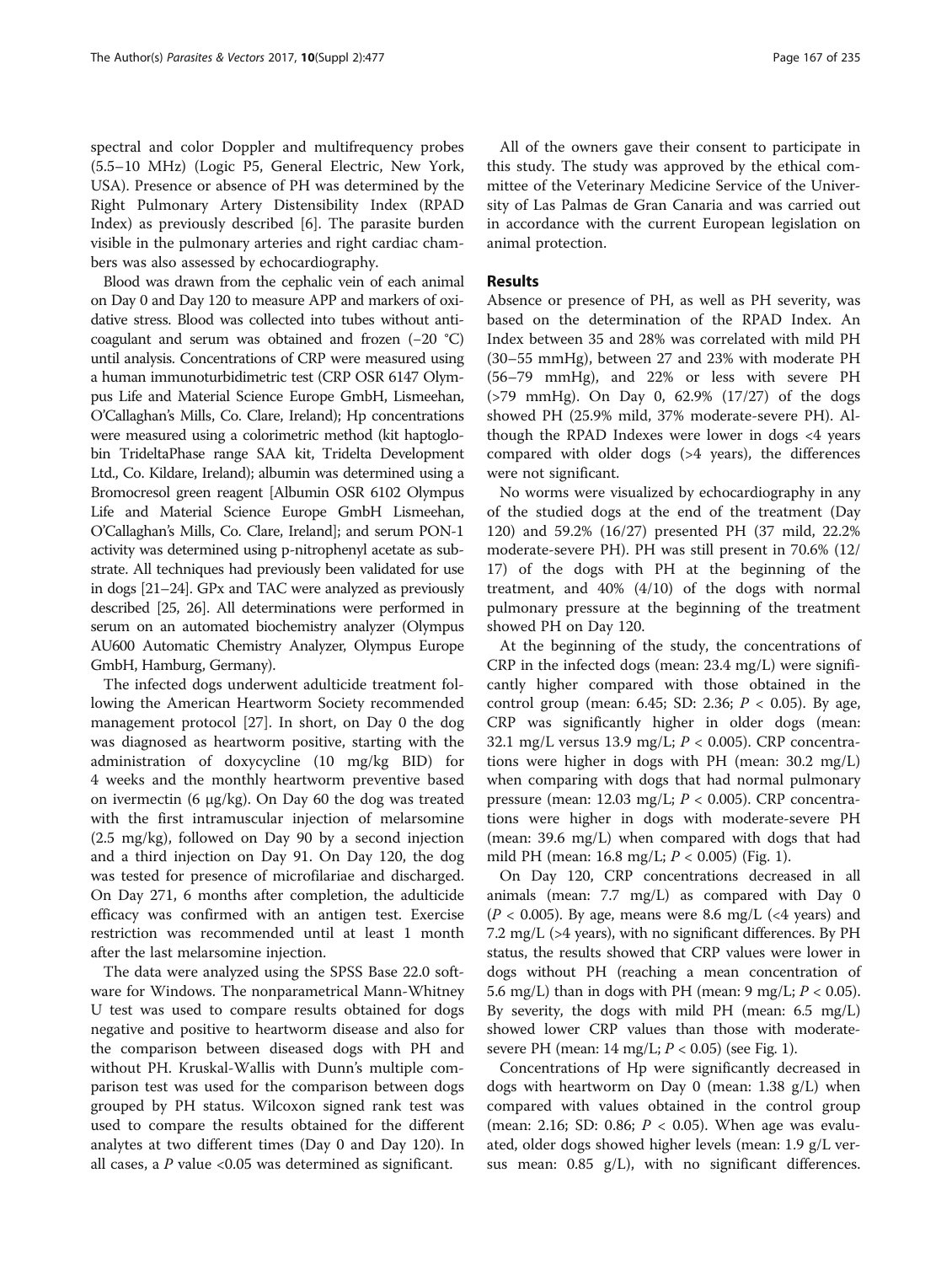spectral and color Doppler and multifrequency probes (5.5–10 MHz) (Logic P5, General Electric, New York, USA). Presence or absence of PH was determined by the Right Pulmonary Artery Distensibility Index (RPAD Index) as previously described [6]. The parasite burden visible in the pulmonary arteries and right cardiac chambers was also assessed by echocardiography.

Blood was drawn from the cephalic vein of each animal on Day 0 and Day 120 to measure APP and markers of oxidative stress. Blood was collected into tubes without anticoagulant and serum was obtained and frozen (−20 °C) until analysis. Concentrations of CRP were measured using a human immunoturbidimetric test (CRP OSR 6147 Olympus Life and Material Science Europe GmbH, Lismeehan, O'Callaghan's Mills, Co. Clare, Ireland); Hp concentrations were measured using a colorimetric method (kit haptoglobin TrideltaPhase range SAA kit, Tridelta Development Ltd., Co. Kildare, Ireland); albumin was determined using a Bromocresol green reagent [Albumin OSR 6102 Olympus Life and Material Science Europe GmbH Lismeehan, O'Callaghan's Mills, Co. Clare, Ireland]; and serum PON-1 activity was determined using p-nitrophenyl acetate as substrate. All techniques had previously been validated for use in dogs [21–24]. GPx and TAC were analyzed as previously described [25, 26]. All determinations were performed in serum on an automated biochemistry analyzer (Olympus AU600 Automatic Chemistry Analyzer, Olympus Europe GmbH, Hamburg, Germany).

The infected dogs underwent adulticide treatment following the American Heartworm Society recommended management protocol [27]. In short, on Day 0 the dog was diagnosed as heartworm positive, starting with the administration of doxycycline (10 mg/kg BID) for 4 weeks and the monthly heartworm preventive based on ivermectin (6 μg/kg). On Day 60 the dog was treated with the first intramuscular injection of melarsomine (2.5 mg/kg), followed on Day 90 by a second injection and a third injection on Day 91. On Day 120, the dog was tested for presence of microfilariae and discharged. On Day 271, 6 months after completion, the adulticide efficacy was confirmed with an antigen test. Exercise restriction was recommended until at least 1 month after the last melarsomine injection.

The data were analyzed using the SPSS Base 22.0 software for Windows. The nonparametrical Mann-Whitney U test was used to compare results obtained for dogs negative and positive to heartworm disease and also for the comparison between diseased dogs with PH and without PH. Kruskal-Wallis with Dunn's multiple comparison test was used for the comparison between dogs grouped by PH status. Wilcoxon signed rank test was used to compare the results obtained for the different analytes at two different times (Day 0 and Day 120). In all cases, a $P$ value <0.05 was determined as significant.

All of the owners gave their consent to participate in this study. The study was approved by the ethical committee of the Veterinary Medicine Service of the University of Las Palmas de Gran Canaria and was carried out in accordance with the current European legislation on animal protection.

## Results

Absence or presence of PH, as well as PH severity, was based on the determination of the RPAD Index. An Index between 35 and 28% was correlated with mild PH (30–55 mmHg), between 27 and 23% with moderate PH (56–79 mmHg), and 22% or less with severe PH (>79 mmHg). On Day 0, 62.9% (17/27) of the dogs showed PH (25.9% mild, 37% moderate-severe PH). Although the RPAD Indexes were lower in dogs <4 years compared with older dogs (>4 years), the differences were not significant.

No worms were visualized by echocardiography in any of the studied dogs at the end of the treatment (Day 120) and 59.2% (16/27) presented PH (37 mild, 22.2% moderate-severe PH). PH was still present in 70.6% (12/17) of the dogs with PH at the beginning of the treatment, and 40% (4/10) of the dogs with normal pulmonary pressure at the beginning of the treatment showed PH on Day 120.

At the beginning of the study, the concentrations of CRP in the infected dogs (mean: 23.4 mg/L) were significantly higher compared with those obtained in the control group (mean: 6.45; SD: 2.36; $P$ < 0.05). By age, CRP was significantly higher in older dogs (mean: 32.1 mg/L versus 13.9 mg/L; $P$ < 0.005). CRP concentrations were higher in dogs with PH (mean: 30.2 mg/L) when comparing with dogs that had normal pulmonary pressure (mean: 12.03 mg/L; $P$ < 0.005). CRP concentrations were higher in dogs with moderate-severe PH (mean: 39.6 mg/L) when compared with dogs that had mild PH (mean: 16.8 mg/L; $P$ < 0.005) (Fig. 1).

On Day 120, CRP concentrations decreased in all animals (mean: 7.7 mg/L) as compared with Day 0 ($P$ < 0.005). By age, means were 8.6 mg/L (<4 years) and 7.2 mg/L (>4 years), with no significant differences. By PH status, the results showed that CRP values were lower in dogs without PH (reaching a mean concentration of 5.6 mg/L) than in dogs with PH (mean: 9 mg/L; $P$ < 0.05). By severity, the dogs with mild PH (mean: 6.5 mg/L) showed lower CRP values than those with moderate-severe PH (mean: 14 mg/L; $P$ < 0.05) (see Fig. 1).

Concentrations of Hp were significantly decreased in dogs with heartworm on Day 0 (mean: 1.38 g/L) when compared with values obtained in the control group (mean: 2.16; SD: 0.86; $P$ < 0.05). When age was evaluated, older dogs showed higher levels (mean: 1.9 g/L versus mean: 0.85 g/L), with no significant differences.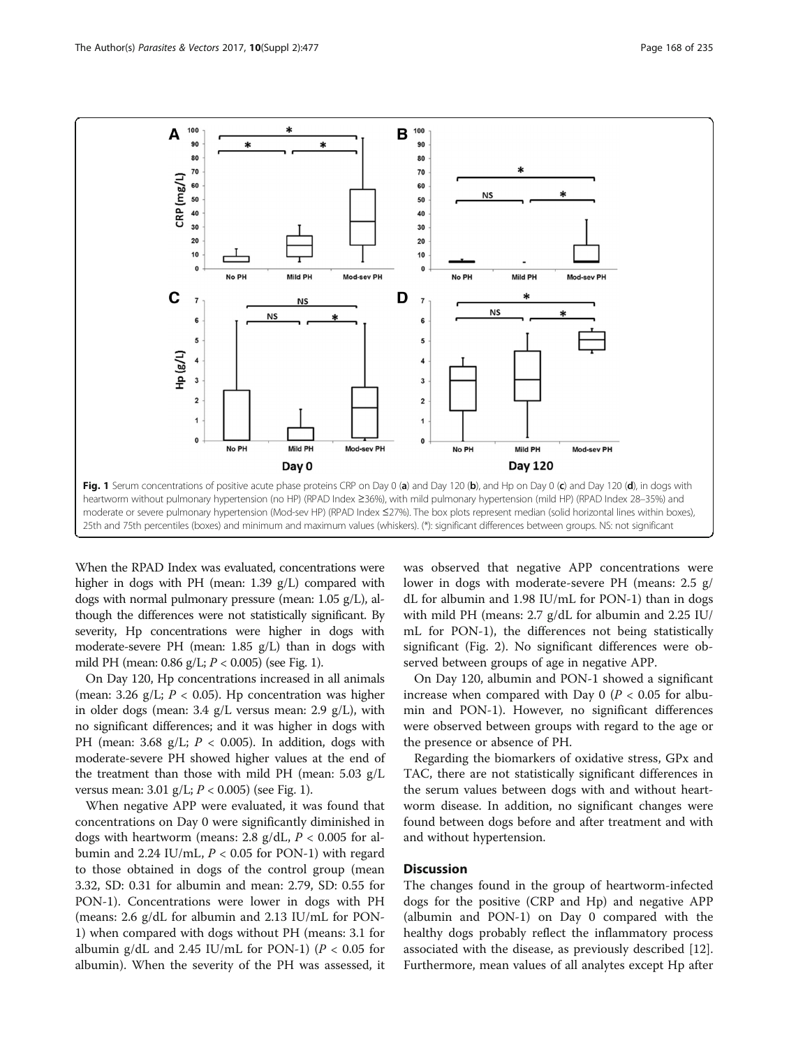A

B

C

D

CRP (mg/L)

Hp (g/L)

No PH

Mild PH

Mod-sev PH

NS

*

Day 0

Day 120

**Fig. 1** Serum concentrations of positive acute phase proteins CRP on Day 0 (**a**) and Day 120 (**b**), and Hp on Day 0 (**c**) and Day 120 (**d**), in dogs with heartworm without pulmonary hypertension (no HP) (RPAD Index ≥36%), with mild pulmonary hypertension (mild HP) (RPAD Index 28–35%) and moderate or severe pulmonary hypertension (Mod-sev HP) (RPAD Index ≤27%). The box plots represent median (solid horizontal lines within boxes), 25th and 75th percentiles (boxes) and minimum and maximum values (whiskers). (*): significant differences between groups. NS: not significant

When the RPAD Index was evaluated, concentrations were higher in dogs with PH (mean: 1.39 g/L) compared with dogs with normal pulmonary pressure (mean: 1.05 g/L), although the differences were not statistically significant. By severity, Hp concentrations were higher in dogs with moderate-severe PH (mean: 1.85 g/L) than in dogs with mild PH (mean: 0.86 g/L; $P < 0.005$) (see Fig. 1).

On Day 120, Hp concentrations increased in all animals (mean: 3.26 g/L; $P < 0.05$). Hp concentration was higher in older dogs (mean: 3.4 g/L versus mean: 2.9 g/L), with no significant differences; and it was higher in dogs with PH (mean: 3.68 g/L; $P < 0.005$). In addition, dogs with moderate-severe PH showed higher values at the end of the treatment than those with mild PH (mean: 5.03 g/L versus mean: 3.01 g/L; $P < 0.005$) (see Fig. 1).

When negative APP were evaluated, it was found that concentrations on Day 0 were significantly diminished in dogs with heartworm (means: 2.8 g/dL, $P < 0.005$ for albumin and 2.24 IU/mL, $P < 0.05$ for PON-1) with regard to those obtained in dogs of the control group (mean 3.32, SD: 0.31 for albumin and mean: 2.79, SD: 0.55 for PON-1). Concentrations were lower in dogs with PH (means: 2.6 g/dL for albumin and 2.13 IU/mL for PON-1) when compared with dogs without PH (means: 3.1 for albumin g/dL and 2.45 IU/mL for PON-1) ($P < 0.05$ for albumin). When the severity of the PH was assessed, it was observed that negative APP concentrations were lower in dogs with moderate-severe PH (means: 2.5 g/dL for albumin and 1.98 IU/mL for PON-1) than in dogs with mild PH (means: 2.7 g/dL for albumin and 2.25 IU/mL for PON-1), the differences not being statistically significant (Fig. 2). No significant differences were observed between groups of age in negative APP.

On Day 120, albumin and PON-1 showed a significant increase when compared with Day 0 ($P < 0.05$ for albumin and PON-1). However, no significant differences were observed between groups with regard to the age or the presence or absence of PH.

Regarding the biomarkers of oxidative stress, GPx and TAC, there are not statistically significant differences in the serum values between dogs with and without heartworm disease. In addition, no significant changes were found between dogs before and after treatment and with and without hypertension.

## Discussion

The changes found in the group of heartworm-infected dogs for the positive (CRP and Hp) and negative APP (albumin and PON-1) on Day 0 compared with the healthy dogs probably reflect the inflammatory process associated with the disease, as previously described [12]. Furthermore, mean values of all analytes except Hp after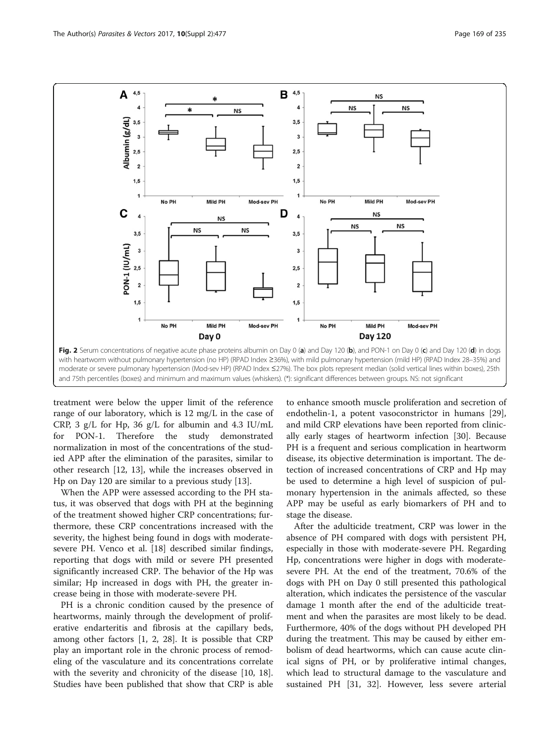A
4,5
4
3,5
3
2,5
2
1,5
1
Albumin (g/dL)
*
*
NS
No PH
Mild PH
Mod-sev PH

B
4,5
4
3,5
3
2,5
2
1,5
1
NS
NS
NS
No PH
Mild PH
Mod-sev PH

C
4
3,5
3
2,5
2
1,5
1
PON-1 (IU/mL)
NS
NS
NS
No PH
Mild PH
Mod-sev PH
Day 0

D
4
3,5
3
2,5
2
1,5
1
NS
NS
NS
No PH
Mild PH
Mod-sev PH
Day 120

**Fig. 2** Serum concentrations of negative acute phase proteins albumin on Day 0 (**a**) and Day 120 (**b**), and PON-1 on Day 0 (**c**) and Day 120 (**d**) in dogs with heartworm without pulmonary hypertension (no HP) (RPAD Index ≥36%), with mild pulmonary hypertension (mild HP) (RPAD Index 28–35%) and moderate or severe pulmonary hypertension (Mod-sev HP) (RPAD Index ≤27%). The box plots represent median (solid vertical lines within boxes), 25th and 75th percentiles (boxes) and minimum and maximum values (whiskers). (*): significant differences between groups. NS: not significant

treatment were below the upper limit of the reference range of our laboratory, which is 12 mg/L in the case of CRP, 3 g/L for Hp, 36 g/L for albumin and 4.3 IU/mL for PON-1. Therefore the study demonstrated normalization in most of the concentrations of the studied APP after the elimination of the parasites, similar to other research [12, 13], while the increases observed in Hp on Day 120 are similar to a previous study [13].

When the APP were assessed according to the PH status, it was observed that dogs with PH at the beginning of the treatment showed higher CRP concentrations; furthermore, these CRP concentrations increased with the severity, the highest being found in dogs with moderate-severe PH. Venco et al. [18] described similar findings, reporting that dogs with mild or severe PH presented significantly increased CRP. The behavior of the Hp was similar; Hp increased in dogs with PH, the greater increase being in those with moderate-severe PH.

PH is a chronic condition caused by the presence of heartworms, mainly through the development of proliferative endarteritis and fibrosis at the capillary beds, among other factors [1, 2, 28]. It is possible that CRP play an important role in the chronic process of remodeling of the vasculature and its concentrations correlate with the severity and chronicity of the disease [10, 18]. Studies have been published that show that CRP is able to enhance smooth muscle proliferation and secretion of endothelin-1, a potent vasoconstrictor in humans [29], and mild CRP elevations have been reported from clinically early stages of heartworm infection [30]. Because PH is a frequent and serious complication in heartworm disease, its objective determination is important. The detection of increased concentrations of CRP and Hp may be used to determine a high level of suspicion of pulmonary hypertension in the animals affected, so these APP may be useful as early biomarkers of PH and to stage the disease.

After the adulticide treatment, CRP was lower in the absence of PH compared with dogs with persistent PH, especially in those with moderate-severe PH. Regarding Hp, concentrations were higher in dogs with moderate-severe PH. At the end of the treatment, 70.6% of the dogs with PH on Day 0 still presented this pathological alteration, which indicates the persistence of the vascular damage 1 month after the end of the adulticide treatment and when the parasites are most likely to be dead. Furthermore, 40% of the dogs without PH developed PH during the treatment. This may be caused by either embolism of dead heartworms, which can cause acute clinical signs of PH, or by proliferative intimal changes, which lead to structural damage to the vasculature and sustained PH [31, 32]. However, less severe arterial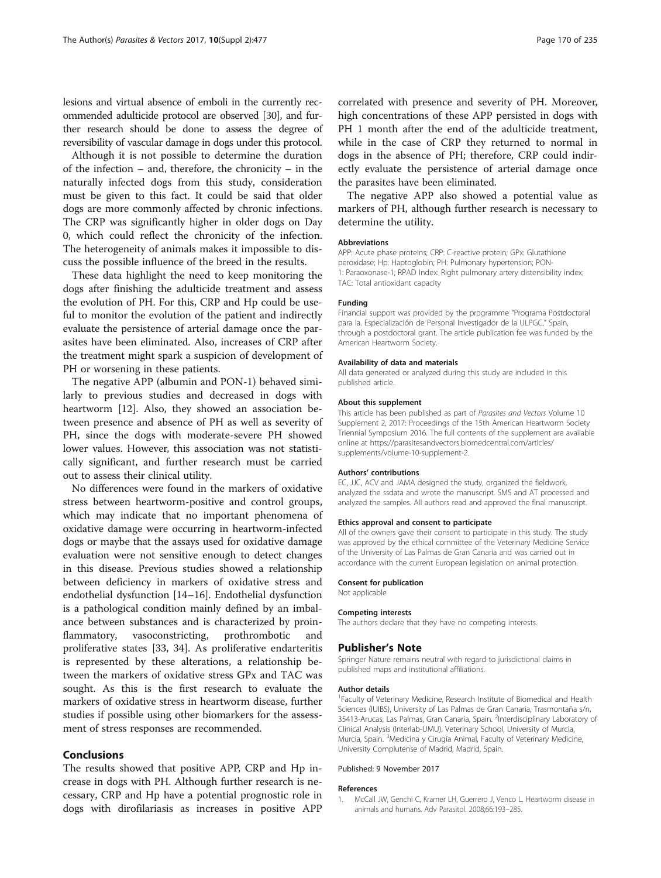lesions and virtual absence of emboli in the currently recommended adulticide protocol are observed [30], and further research should be done to assess the degree of reversibility of vascular damage in dogs under this protocol.

Although it is not possible to determine the duration of the infection – and, therefore, the chronicity – in the naturally infected dogs from this study, consideration must be given to this fact. It could be said that older dogs are more commonly affected by chronic infections. The CRP was significantly higher in older dogs on Day 0, which could reflect the chronicity of the infection. The heterogeneity of animals makes it impossible to discuss the possible influence of the breed in the results.

These data highlight the need to keep monitoring the dogs after finishing the adulticide treatment and assess the evolution of PH. For this, CRP and Hp could be useful to monitor the evolution of the patient and indirectly evaluate the persistence of arterial damage once the parasites have been eliminated. Also, increases of CRP after the treatment might spark a suspicion of development of PH or worsening in these patients.

The negative APP (albumin and PON-1) behaved similarly to previous studies and decreased in dogs with heartworm [12]. Also, they showed an association between presence and absence of PH as well as severity of PH, since the dogs with moderate-severe PH showed lower values. However, this association was not statistically significant, and further research must be carried out to assess their clinical utility.

No differences were found in the markers of oxidative stress between heartworm-positive and control groups, which may indicate that no important phenomena of oxidative damage were occurring in heartworm-infected dogs or maybe that the assays used for oxidative damage evaluation were not sensitive enough to detect changes in this disease. Previous studies showed a relationship between deficiency in markers of oxidative stress and endothelial dysfunction [14–16]. Endothelial dysfunction is a pathological condition mainly defined by an imbalance between substances and is characterized by proinflammatory, vasoconstricting, prothrombotic and proliferative states [33, 34]. As proliferative endarteritis is represented by these alterations, a relationship between the markers of oxidative stress GPx and TAC was sought. As this is the first research to evaluate the markers of oxidative stress in heartworm disease, further studies if possible using other biomarkers for the assessment of stress responses are recommended.

## Conclusions

The results showed that positive APP, CRP and Hp increase in dogs with PH. Although further research is necessary, CRP and Hp have a potential prognostic role in dogs with dirofilariasis as increases in positive APP correlated with presence and severity of PH. Moreover, high concentrations of these APP persisted in dogs with PH 1 month after the end of the adulticide treatment, while in the case of CRP they returned to normal in dogs in the absence of PH; therefore, CRP could indirectly evaluate the persistence of arterial damage once the parasites have been eliminated.

The negative APP also showed a potential value as markers of PH, although further research is necessary to determine the utility.

#### Abbreviations

APP: Acute phase proteins; CRP: C-reactive protein; GPx: Glutathione peroxidase; Hp: Haptoglobin; PH: Pulmonary hypertension; PON-1: Paraoxonase-1; RPAD Index: Right pulmonary artery distensibility index; TAC: Total antioxidant capacity

#### Funding

Financial support was provided by the programme "Programa Postdoctoral para la. Especialización de Personal Investigador de la ULPGC," Spain, through a postdoctoral grant. The article publication fee was funded by the American Heartworm Society.

#### Availability of data and materials

All data generated or analyzed during this study are included in this published article.

#### About this supplement

This article has been published as part of *Parasites and Vectors* Volume 10 Supplement 2, 2017: Proceedings of the 15th American Heartworm Society Triennial Symposium 2016. The full contents of the supplement are available online at https://parasitesandvectors.biomedcentral.com/articles/supplements/volume-10-supplement-2.

#### Authors' contributions

EC, JJC, ACV and JAMA designed the study, organized the fieldwork, analyzed the ssdata and wrote the manuscript. SMS and AT processed and analyzed the samples. All authors read and approved the final manuscript.

#### Ethics approval and consent to participate

All of the owners gave their consent to participate in this study. The study was approved by the ethical committee of the Veterinary Medicine Service of the University of Las Palmas de Gran Canaria and was carried out in accordance with the current European legislation on animal protection.

#### Consent for publication

Not applicable

#### Competing interests

The authors declare that they have no competing interests.

## Publisher's Note

Springer Nature remains neutral with regard to jurisdictional claims in published maps and institutional affiliations.

#### Author details

[1]Faculty of Veterinary Medicine, Research Institute of Biomedical and Health Sciences (IUIBS), University of Las Palmas de Gran Canaria, Trasmontaña s/n, 35413-Arucas, Las Palmas, Gran Canaria, Spain. [2]Interdisciplinary Laboratory of Clinical Analysis (Interlab-UMU), Veterinary School, University of Murcia, Murcia, Spain. [3]Medicina y Cirugía Animal, Faculty of Veterinary Medicine, University Complutense of Madrid, Madrid, Spain.

Published: 9 November 2017

#### References

1. McCall JW, Genchi C, Kramer LH, Guerrero J, Venco L. Heartworm disease in animals and humans. Adv Parasitol. 2008;66:193–285.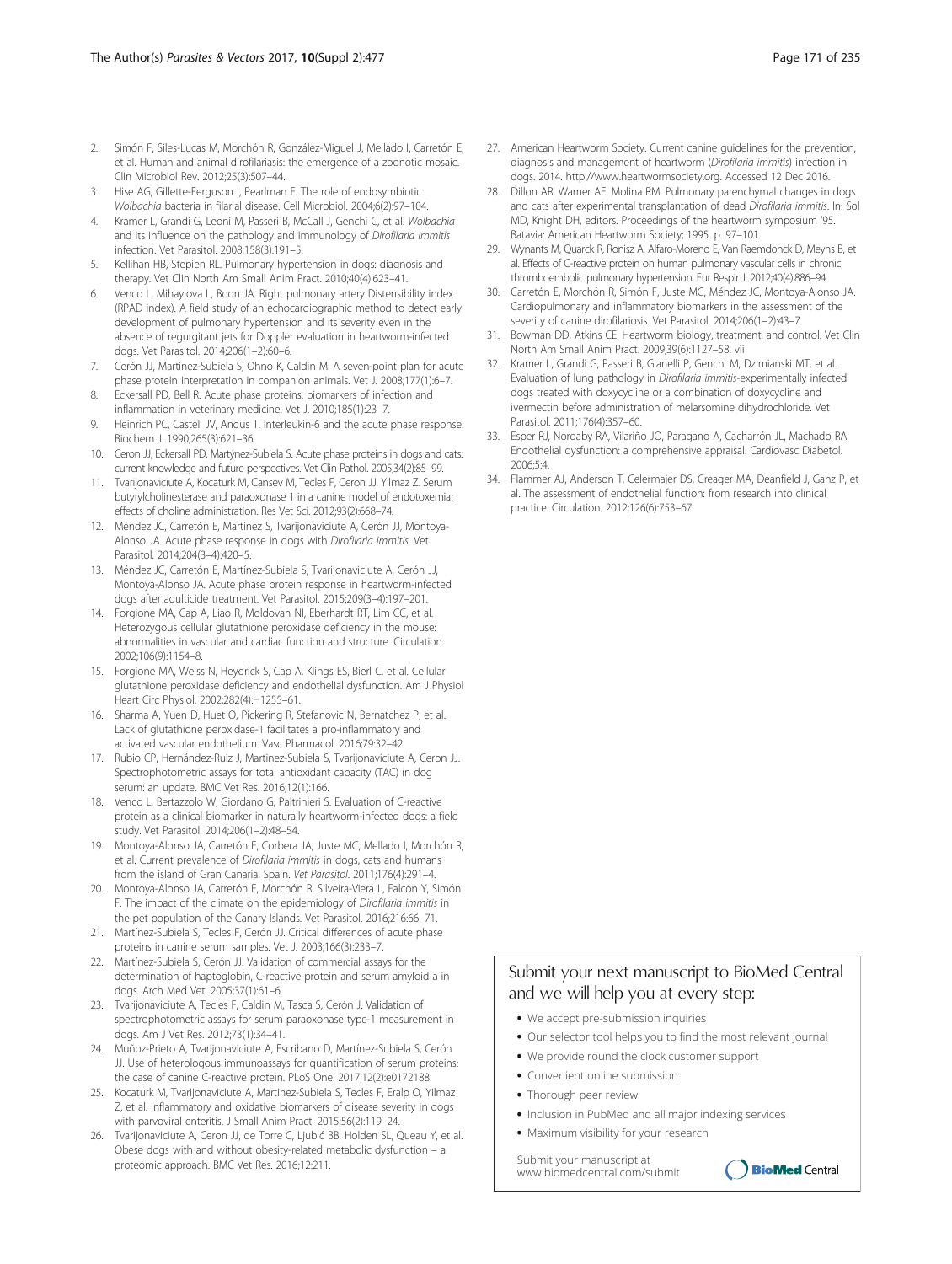2. Simón F, Siles-Lucas M, Morchón R, González-Miguel J, Mellado I, Carretón E, et al. Human and animal dirofilariasis: the emergence of a zoonotic mosaic. Clin Microbiol Rev. 2012;25(3):507–44.
3. Hise AG, Gillette-Ferguson I, Pearlman E. The role of endosymbiotic *Wolbachia* bacteria in filarial disease. Cell Microbiol. 2004;6(2):97–104.
4. Kramer L, Grandi G, Leoni M, Passeri B, McCall J, Genchi C, et al. *Wolbachia* and its influence on the pathology and immunology of *Dirofilaria immitis* infection. Vet Parasitol. 2008;158(3):191–5.
5. Kellihan HB, Stepien RL. Pulmonary hypertension in dogs: diagnosis and therapy. Vet Clin North Am Small Anim Pract. 2010;40(4):623–41.
6. Venco L, Mihaylova L, Boon JA. Right pulmonary artery Distensibility index (RPAD index). A field study of an echocardiographic method to detect early development of pulmonary hypertension and its severity even in the absence of regurgitant jets for Doppler evaluation in heartworm-infected dogs. Vet Parasitol. 2014;206(1–2):60–6.
7. Cerón JJ, Martinez-Subiela S, Ohno K, Caldin M. A seven-point plan for acute phase protein interpretation in companion animals. Vet J. 2008;177(1):6–7.
8. Eckersall PD, Bell R. Acute phase proteins: biomarkers of infection and inflammation in veterinary medicine. Vet J. 2010;185(1):23–7.
9. Heinrich PC, Castell JV, Andus T. Interleukin-6 and the acute phase response. Biochem J. 1990;265(3):621–36.
10. Ceron JJ, Eckersall PD, Martýnez-Subiela S. Acute phase proteins in dogs and cats: current knowledge and future perspectives. Vet Clin Pathol. 2005;34(2):85–99.
11. Tvarijonaviciute A, Kocaturk M, Cansev M, Tecles F, Ceron JJ, Yilmaz Z. Serum butyrylcholinesterase and paraoxonase 1 in a canine model of endotoxemia: effects of choline administration. Res Vet Sci. 2012;93(2):668–74.
12. Méndez JC, Carretón E, Martínez S, Tvarijonaviciute A, Cerón JJ, Montoya-Alonso JA. Acute phase response in dogs with *Dirofilaria immitis*. Vet Parasitol. 2014;204(3–4):420–5.
13. Méndez JC, Carretón E, Martínez-Subiela S, Tvarijonaviciute A, Cerón JJ, Montoya-Alonso JA. Acute phase protein response in heartworm-infected dogs after adulticide treatment. Vet Parasitol. 2015;209(3–4):197–201.
14. Forgione MA, Cap A, Liao R, Moldovan NI, Eberhardt RT, Lim CC, et al. Heterozygous cellular glutathione peroxidase deficiency in the mouse: abnormalities in vascular and cardiac function and structure. Circulation. 2002;106(9):1154–8.
15. Forgione MA, Weiss N, Heydrick S, Cap A, Klings ES, Bierl C, et al. Cellular glutathione peroxidase deficiency and endothelial dysfunction. Am J Physiol Heart Circ Physiol. 2002;282(4):H1255–61.
16. Sharma A, Yuen D, Huet O, Pickering R, Stefanovic N, Bernatchez P, et al. Lack of glutathione peroxidase-1 facilitates a pro-inflammatory and activated vascular endothelium. Vasc Pharmacol. 2016;79:32–42.
17. Rubio CP, Hernández-Ruiz J, Martinez-Subiela S, Tvarijonaviciute A, Ceron JJ. Spectrophotometric assays for total antioxidant capacity (TAC) in dog serum: an update. BMC Vet Res. 2016;12(1):166.
18. Venco L, Bertazzolo W, Giordano G, Paltrinieri S. Evaluation of C-reactive protein as a clinical biomarker in naturally heartworm-infected dogs: a field study. Vet Parasitol. 2014;206(1–2):48–54.
19. Montoya-Alonso JA, Carretón E, Corbera JA, Juste MC, Mellado I, Morchón R, et al. Current prevalence of *Dirofilaria immitis* in dogs, cats and humans from the island of Gran Canaria, Spain. *Vet Parasitol*. 2011;176(4):291–4.
20. Montoya-Alonso JA, Carretón E, Morchón R, Silveira-Viera L, Falcón Y, Simón F. The impact of the climate on the epidemiology of *Dirofilaria immitis* in the pet population of the Canary Islands. Vet Parasitol. 2016;216:66–71.
21. Martínez-Subiela S, Tecles F, Cerón JJ. Critical differences of acute phase proteins in canine serum samples. Vet J. 2003;166(3):233–7.
22. Martínez-Subiela S, Cerón JJ. Validation of commercial assays for the determination of haptoglobin, C-reactive protein and serum amyloid a in dogs. Arch Med Vet. 2005;37(1):61–6.
23. Tvarijonaviciute A, Tecles F, Caldin M, Tasca S, Cerón J. Validation of spectrophotometric assays for serum paraoxonase type-1 measurement in dogs. Am J Vet Res. 2012;73(1):34–41.
24. Muñoz-Prieto A, Tvarijonaviciute A, Escribano D, Martínez-Subiela S, Cerón JJ. Use of heterologous immunoassays for quantification of serum proteins: the case of canine C-reactive protein. PLoS One. 2017;12(2):e0172188.
25. Kocaturk M, Tvarijonaviciute A, Martinez-Subiela S, Tecles F, Eralp O, Yilmaz Z, et al. Inflammatory and oxidative biomarkers of disease severity in dogs with parvoviral enteritis. J Small Anim Pract. 2015;56(2):119–24.
26. Tvarijonaviciute A, Ceron JJ, de Torre C, Ljubić BB, Holden SL, Queau Y, et al. Obese dogs with and without obesity-related metabolic dysfunction – a proteomic approach. BMC Vet Res. 2016;12:211.
27. American Heartworm Society. Current canine guidelines for the prevention, diagnosis and management of heartworm (*Dirofilaria immitis*) infection in dogs. 2014. http://www.heartwormsociety.org. Accessed 12 Dec 2016.
28. Dillon AR, Warner AE, Molina RM. Pulmonary parenchymal changes in dogs and cats after experimental transplantation of dead *Dirofilaria immitis*. In: Sol MD, Knight DH, editors. Proceedings of the heartworm symposium '95. Batavia: American Heartworm Society; 1995. p. 97–101.
29. Wynants M, Quarck R, Ronisz A, Alfaro-Moreno E, Van Raemdonck D, Meyns B, et al. Effects of C-reactive protein on human pulmonary vascular cells in chronic thromboembolic pulmonary hypertension. Eur Respir J. 2012;40(4):886–94.
30. Carretón E, Morchón R, Simón F, Juste MC, Méndez JC, Montoya-Alonso JA. Cardiopulmonary and inflammatory biomarkers in the assessment of the severity of canine dirofilariosis. Vet Parasitol. 2014;206(1–2):43–7.
31. Bowman DD, Atkins CE. Heartworm biology, treatment, and control. Vet Clin North Am Small Anim Pract. 2009;39(6):1127–58. vii
32. Kramer L, Grandi G, Passeri B, Gianelli P, Genchi M, Dzimianski MT, et al. Evaluation of lung pathology in *Dirofilaria immitis*-experimentally infected dogs treated with doxycycline or a combination of doxycycline and ivermectin before administration of melarsomine dihydrochloride. Vet Parasitol. 2011;176(4):357–60.
33. Esper RJ, Nordaby RA, Vilariño JO, Paragano A, Cacharrón JL, Machado RA. Endothelial dysfunction: a comprehensive appraisal. Cardiovasc Diabetol. 2006;5:4.
34. Flammer AJ, Anderson T, Celermajer DS, Creager MA, Deanfield J, Ganz P, et al. The assessment of endothelial function: from research into clinical practice. Circulation. 2012;126(6):753–67.

Submit your next manuscript to BioMed Central and we will help you at every step:

- We accept pre-submission inquiries
- Our selector tool helps you to find the most relevant journal
- We provide round the clock customer support
- Convenient online submission
- Thorough peer review
- Inclusion in PubMed and all major indexing services
- Maximum visibility for your research

Submit your manuscript at
www.biomedcentral.com/submit

BioMed Central